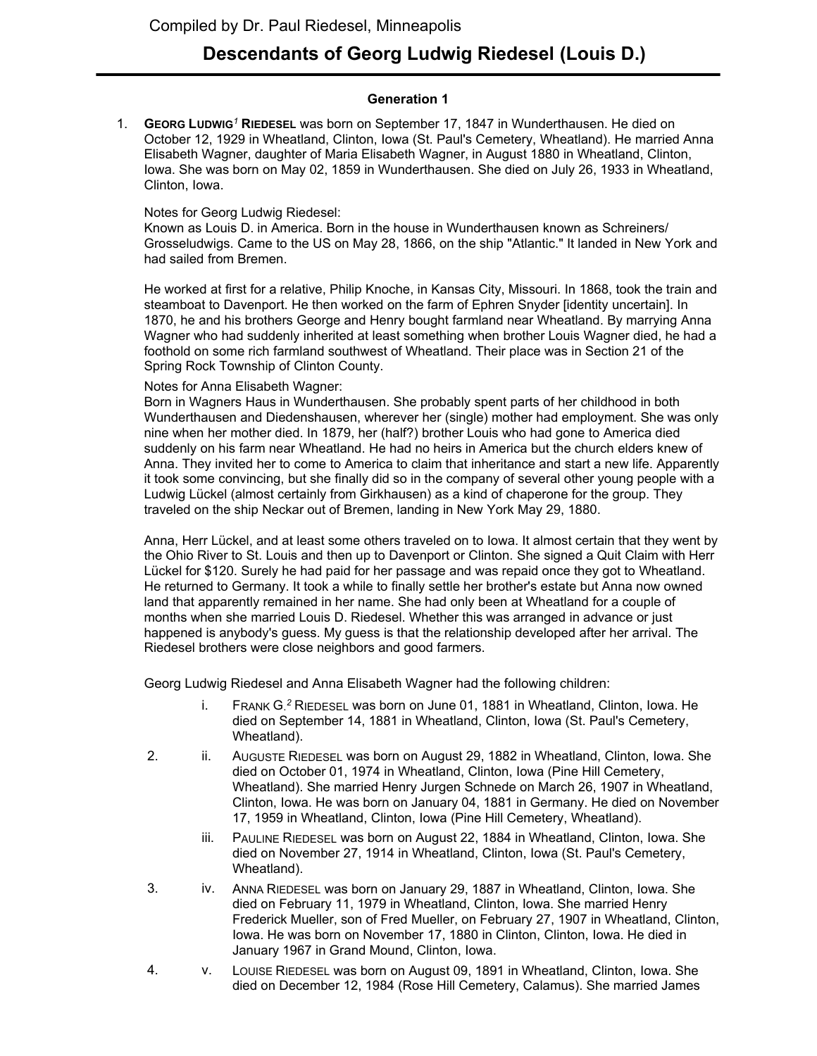Compiled by Dr. Paul Riedesel, Minneapolis

# Descendants of Georg Ludwig Riedesel (Louis D.)

### Generation 1

1. **GEORG LUDWIG[1] RIEDESEL** was born on September 17, 1847 in Wunderthausen. He died on October 12, 1929 in Wheatland, Clinton, Iowa (St. Paul's Cemetery, Wheatland). He married Anna Elisabeth Wagner, daughter of Maria Elisabeth Wagner, in August 1880 in Wheatland, Clinton, Iowa. She was born on May 02, 1859 in Wunderthausen. She died on July 26, 1933 in Wheatland, Clinton, Iowa.

   Notes for Georg Ludwig Riedesel:
   Known as Louis D. in America. Born in the house in Wunderthausen known as Schreiners/ Grosseludwigs. Came to the US on May 28, 1866, on the ship "Atlantic." It landed in New York and had sailed from Bremen.

   He worked at first for a relative, Philip Knoche, in Kansas City, Missouri. In 1868, took the train and steamboat to Davenport. He then worked on the farm of Ephren Snyder [identity uncertain]. In 1870, he and his brothers George and Henry bought farmland near Wheatland. By marrying Anna Wagner who had suddenly inherited at least something when brother Louis Wagner died, he had a foothold on some rich farmland southwest of Wheatland. Their place was in Section 21 of the Spring Rock Township of Clinton County.

   Notes for Anna Elisabeth Wagner:
   Born in Wagners Haus in Wunderthausen. She probably spent parts of her childhood in both Wunderthausen and Diedenshausen, wherever her (single) mother had employment. She was only nine when her mother died. In 1879, her (half?) brother Louis who had gone to America died suddenly on his farm near Wheatland. He had no heirs in America but the church elders knew of Anna. They invited her to come to America to claim that inheritance and start a new life. Apparently it took some convincing, but she finally did so in the company of several other young people with a Ludwig Lückel (almost certainly from Girkhausen) as a kind of chaperone for the group. They traveled on the ship Neckar out of Bremen, landing in New York May 29, 1880.

   Anna, Herr Lückel, and at least some others traveled on to Iowa. It almost certain that they went by the Ohio River to St. Louis and then up to Davenport or Clinton. She signed a Quit Claim with Herr Lückel for $120. Surely he had paid for her passage and was repaid once they got to Wheatland. He returned to Germany. It took a while to finally settle her brother's estate but Anna now owned land that apparently remained in her name. She had only been at Wheatland for a couple of months when she married Louis D. Riedesel. Whether this was arranged in advance or just happened is anybody's guess. My guess is that the relationship developed after her arrival. The Riedesel brothers were close neighbors and good farmers.

   Georg Ludwig Riedesel and Anna Elisabeth Wagner had the following children:

   i. FRANK G.[2] RIEDESEL was born on June 01, 1881 in Wheatland, Clinton, Iowa. He died on September 14, 1881 in Wheatland, Clinton, Iowa (St. Paul's Cemetery, Wheatland).

   2. ii. AUGUSTE RIEDESEL was born on August 29, 1882 in Wheatland, Clinton, Iowa. She died on October 01, 1974 in Wheatland, Clinton, Iowa (Pine Hill Cemetery, Wheatland). She married Henry Jurgen Schnede on March 26, 1907 in Wheatland, Clinton, Iowa. He was born on January 04, 1881 in Germany. He died on November 17, 1959 in Wheatland, Clinton, Iowa (Pine Hill Cemetery, Wheatland).

   iii. PAULINE RIEDESEL was born on August 22, 1884 in Wheatland, Clinton, Iowa. She died on November 27, 1914 in Wheatland, Clinton, Iowa (St. Paul's Cemetery, Wheatland).

   3. iv. ANNA RIEDESEL was born on January 29, 1887 in Wheatland, Clinton, Iowa. She died on February 11, 1979 in Wheatland, Clinton, Iowa. She married Henry Frederick Mueller, son of Fred Mueller, on February 27, 1907 in Wheatland, Clinton, Iowa. He was born on November 17, 1880 in Clinton, Clinton, Iowa. He died in January 1967 in Grand Mound, Clinton, Iowa.

   4. v. LOUISE RIEDESEL was born on August 09, 1891 in Wheatland, Clinton, Iowa. She died on December 12, 1984 (Rose Hill Cemetery, Calamus). She married James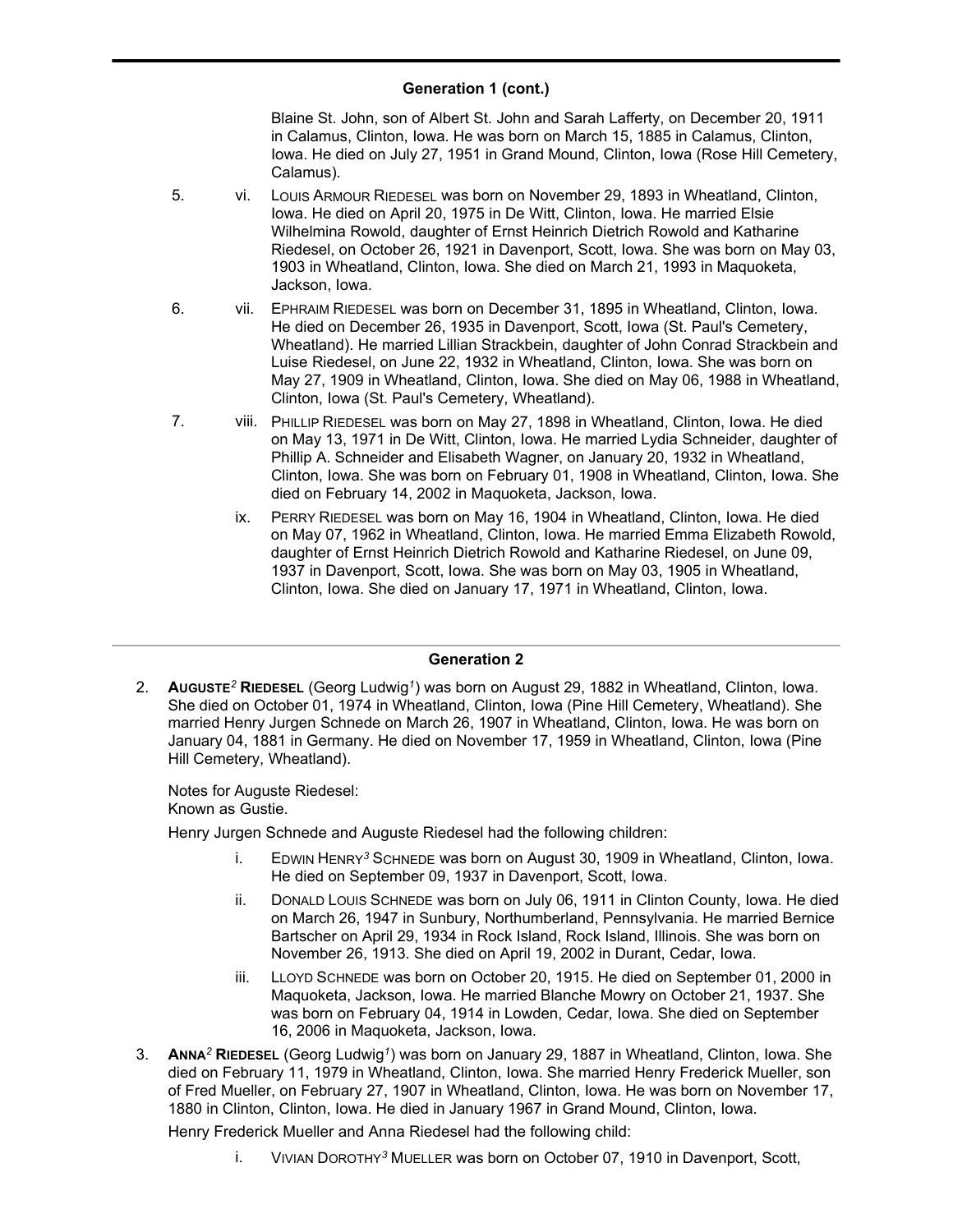## Generation 1 (cont.)

Blaine St. John, son of Albert St. John and Sarah Lafferty, on December 20, 1911 in Calamus, Clinton, Iowa. He was born on March 15, 1885 in Calamus, Clinton, Iowa. He died on July 27, 1951 in Grand Mound, Clinton, Iowa (Rose Hill Cemetery, Calamus).

5. vi. LOUIS ARMOUR RIEDESEL was born on November 29, 1893 in Wheatland, Clinton, Iowa. He died on April 20, 1975 in De Witt, Clinton, Iowa. He married Elsie Wilhelmina Rowold, daughter of Ernst Heinrich Dietrich Rowold and Katharine Riedesel, on October 26, 1921 in Davenport, Scott, Iowa. She was born on May 03, 1903 in Wheatland, Clinton, Iowa. She died on March 21, 1993 in Maquoketa, Jackson, Iowa.

6. vii. EPHRAIM RIEDESEL was born on December 31, 1895 in Wheatland, Clinton, Iowa. He died on December 26, 1935 in Davenport, Scott, Iowa (St. Paul's Cemetery, Wheatland). He married Lillian Strackbein, daughter of John Conrad Strackbein and Luise Riedesel, on June 22, 1932 in Wheatland, Clinton, Iowa. She was born on May 27, 1909 in Wheatland, Clinton, Iowa. She died on May 06, 1988 in Wheatland, Clinton, Iowa (St. Paul's Cemetery, Wheatland).

7. viii. PHILLIP RIEDESEL was born on May 27, 1898 in Wheatland, Clinton, Iowa. He died on May 13, 1971 in De Witt, Clinton, Iowa. He married Lydia Schneider, daughter of Phillip A. Schneider and Elisabeth Wagner, on January 20, 1932 in Wheatland, Clinton, Iowa. She was born on February 01, 1908 in Wheatland, Clinton, Iowa. She died on February 14, 2002 in Maquoketa, Jackson, Iowa.

ix. PERRY RIEDESEL was born on May 16, 1904 in Wheatland, Clinton, Iowa. He died on May 07, 1962 in Wheatland, Clinton, Iowa. He married Emma Elizabeth Rowold, daughter of Ernst Heinrich Dietrich Rowold and Katharine Riedesel, on June 09, 1937 in Davenport, Scott, Iowa. She was born on May 03, 1905 in Wheatland, Clinton, Iowa. She died on January 17, 1971 in Wheatland, Clinton, Iowa.

## Generation 2

2. **AUGUSTE[2] RIEDESEL** (Georg Ludwig[1]) was born on August 29, 1882 in Wheatland, Clinton, Iowa. She died on October 01, 1974 in Wheatland, Clinton, Iowa (Pine Hill Cemetery, Wheatland). She married Henry Jurgen Schnede on March 26, 1907 in Wheatland, Clinton, Iowa. He was born on January 04, 1881 in Germany. He died on November 17, 1959 in Wheatland, Clinton, Iowa (Pine Hill Cemetery, Wheatland).

   Notes for Auguste Riedesel:
   Known as Gustie.

   Henry Jurgen Schnede and Auguste Riedesel had the following children:

   i. EDWIN HENRY[3] SCHNEDE was born on August 30, 1909 in Wheatland, Clinton, Iowa. He died on September 09, 1937 in Davenport, Scott, Iowa.

   ii. DONALD LOUIS SCHNEDE was born on July 06, 1911 in Clinton County, Iowa. He died on March 26, 1947 in Sunbury, Northumberland, Pennsylvania. He married Bernice Bartscher on April 29, 1934 in Rock Island, Rock Island, Illinois. She was born on November 26, 1913. She died on April 19, 2002 in Durant, Cedar, Iowa.

   iii. LLOYD SCHNEDE was born on October 20, 1915. He died on September 01, 2000 in Maquoketa, Jackson, Iowa. He married Blanche Mowry on October 21, 1937. She was born on February 04, 1914 in Lowden, Cedar, Iowa. She died on September 16, 2006 in Maquoketa, Jackson, Iowa.

3. **ANNA[2] RIEDESEL** (Georg Ludwig[1]) was born on January 29, 1887 in Wheatland, Clinton, Iowa. She died on February 11, 1979 in Wheatland, Clinton, Iowa. She married Henry Frederick Mueller, son of Fred Mueller, on February 27, 1907 in Wheatland, Clinton, Iowa. He was born on November 17, 1880 in Clinton, Clinton, Iowa. He died in January 1967 in Grand Mound, Clinton, Iowa.

   Henry Frederick Mueller and Anna Riedesel had the following child:

   i. VIVIAN DOROTHY[3] MUELLER was born on October 07, 1910 in Davenport, Scott,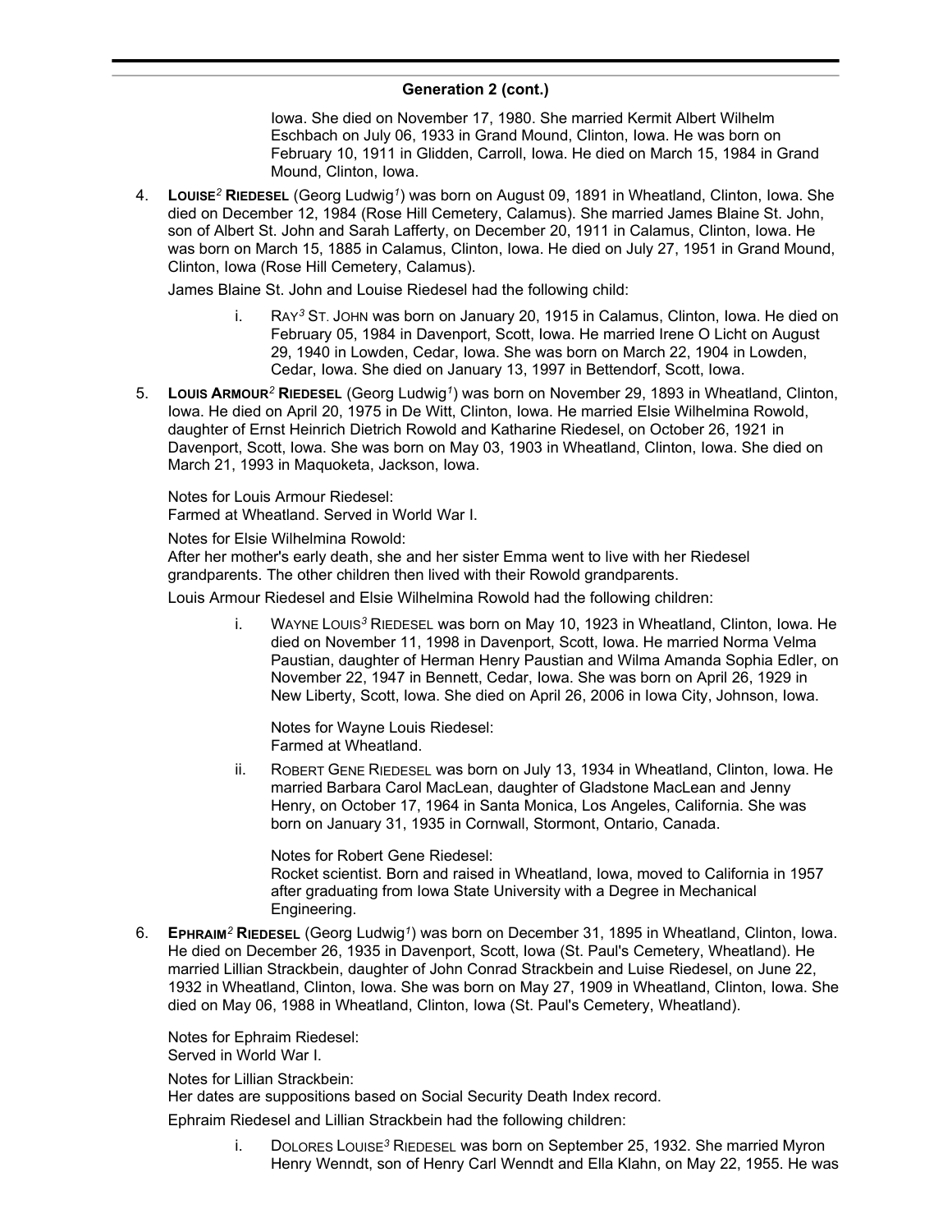## Generation 2 (cont.)

Iowa. She died on November 17, 1980. She married Kermit Albert Wilhelm Eschbach on July 06, 1933 in Grand Mound, Clinton, Iowa. He was born on February 10, 1911 in Glidden, Carroll, Iowa. He died on March 15, 1984 in Grand Mound, Clinton, Iowa.

4. **LOUISE[2] RIEDESEL** (Georg Ludwig[1]) was born on August 09, 1891 in Wheatland, Clinton, Iowa. She died on December 12, 1984 (Rose Hill Cemetery, Calamus). She married James Blaine St. John, son of Albert St. John and Sarah Lafferty, on December 20, 1911 in Calamus, Clinton, Iowa. He was born on March 15, 1885 in Calamus, Clinton, Iowa. He died on July 27, 1951 in Grand Mound, Clinton, Iowa (Rose Hill Cemetery, Calamus).

   James Blaine St. John and Louise Riedesel had the following child:

   i. RAY[3] ST. JOHN was born on January 20, 1915 in Calamus, Clinton, Iowa. He died on February 05, 1984 in Davenport, Scott, Iowa. He married Irene O Licht on August 29, 1940 in Lowden, Cedar, Iowa. She was born on March 22, 1904 in Lowden, Cedar, Iowa. She died on January 13, 1997 in Bettendorf, Scott, Iowa.

5. **LOUIS ARMOUR[2] RIEDESEL** (Georg Ludwig[1]) was born on November 29, 1893 in Wheatland, Clinton, Iowa. He died on April 20, 1975 in De Witt, Clinton, Iowa. He married Elsie Wilhelmina Rowold, daughter of Ernst Heinrich Dietrich Rowold and Katharine Riedesel, on October 26, 1921 in Davenport, Scott, Iowa. She was born on May 03, 1903 in Wheatland, Clinton, Iowa. She died on March 21, 1993 in Maquoketa, Jackson, Iowa.

   Notes for Louis Armour Riedesel:
   Farmed at Wheatland. Served in World War I.

   Notes for Elsie Wilhelmina Rowold:
   After her mother's early death, she and her sister Emma went to live with her Riedesel grandparents. The other children then lived with their Rowold grandparents.

   Louis Armour Riedesel and Elsie Wilhelmina Rowold had the following children:

   i. WAYNE LOUIS[3] RIEDESEL was born on May 10, 1923 in Wheatland, Clinton, Iowa. He died on November 11, 1998 in Davenport, Scott, Iowa. He married Norma Velma Paustian, daughter of Herman Henry Paustian and Wilma Amanda Sophia Edler, on November 22, 1947 in Bennett, Cedar, Iowa. She was born on April 26, 1929 in New Liberty, Scott, Iowa. She died on April 26, 2006 in Iowa City, Johnson, Iowa.

      Notes for Wayne Louis Riedesel:
      Farmed at Wheatland.

   ii. ROBERT GENE RIEDESEL was born on July 13, 1934 in Wheatland, Clinton, Iowa. He married Barbara Carol MacLean, daughter of Gladstone MacLean and Jenny Henry, on October 17, 1964 in Santa Monica, Los Angeles, California. She was born on January 31, 1935 in Cornwall, Stormont, Ontario, Canada.

      Notes for Robert Gene Riedesel:
      Rocket scientist. Born and raised in Wheatland, Iowa, moved to California in 1957 after graduating from Iowa State University with a Degree in Mechanical Engineering.

6. **EPHRAIM[2] RIEDESEL** (Georg Ludwig[1]) was born on December 31, 1895 in Wheatland, Clinton, Iowa. He died on December 26, 1935 in Davenport, Scott, Iowa (St. Paul's Cemetery, Wheatland). He married Lillian Strackbein, daughter of John Conrad Strackbein and Luise Riedesel, on June 22, 1932 in Wheatland, Clinton, Iowa. She was born on May 27, 1909 in Wheatland, Clinton, Iowa. She died on May 06, 1988 in Wheatland, Clinton, Iowa (St. Paul's Cemetery, Wheatland).

   Notes for Ephraim Riedesel:
   Served in World War I.

   Notes for Lillian Strackbein:
   Her dates are suppositions based on Social Security Death Index record.

   Ephraim Riedesel and Lillian Strackbein had the following children:

   i. DOLORES LOUISE[3] RIEDESEL was born on September 25, 1932. She married Myron Henry Wenndt, son of Henry Carl Wenndt and Ella Klahn, on May 22, 1955. He was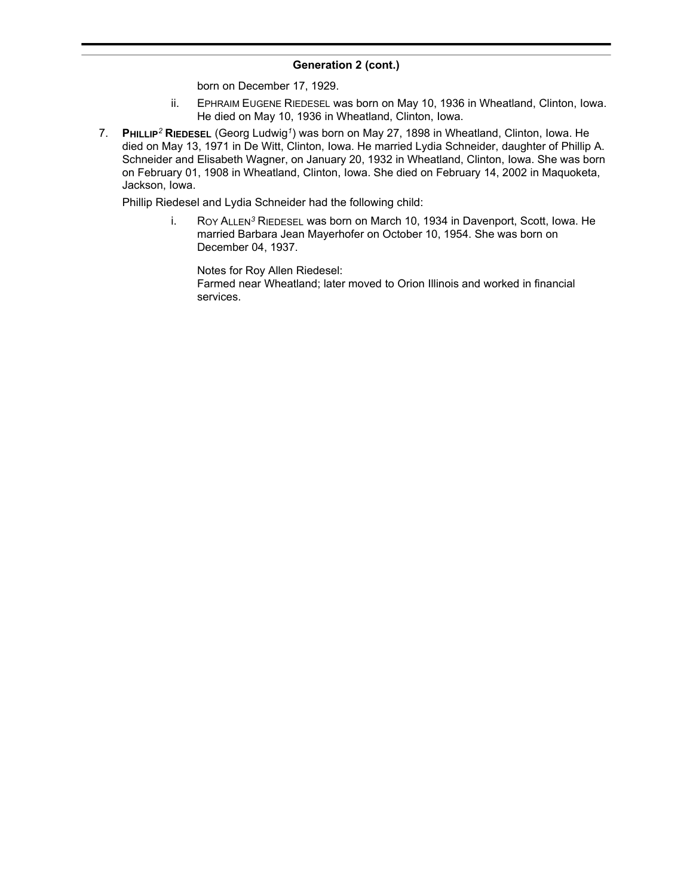## Generation 2 (cont.)

born on December 17, 1929.

ii. EPHRAIM EUGENE RIEDESEL was born on May 10, 1936 in Wheatland, Clinton, Iowa. He died on May 10, 1936 in Wheatland, Clinton, Iowa.

7. **PHILLIP[2] RIEDESEL** (Georg Ludwig[1]) was born on May 27, 1898 in Wheatland, Clinton, Iowa. He died on May 13, 1971 in De Witt, Clinton, Iowa. He married Lydia Schneider, daughter of Phillip A. Schneider and Elisabeth Wagner, on January 20, 1932 in Wheatland, Clinton, Iowa. She was born on February 01, 1908 in Wheatland, Clinton, Iowa. She died on February 14, 2002 in Maquoketa, Jackson, Iowa.

   Phillip Riedesel and Lydia Schneider had the following child:

   i. ROY ALLEN[3] RIEDESEL was born on March 10, 1934 in Davenport, Scott, Iowa. He married Barbara Jean Mayerhofer on October 10, 1954. She was born on December 04, 1937.

      Notes for Roy Allen Riedesel:
      Farmed near Wheatland; later moved to Orion Illinois and worked in financial services.